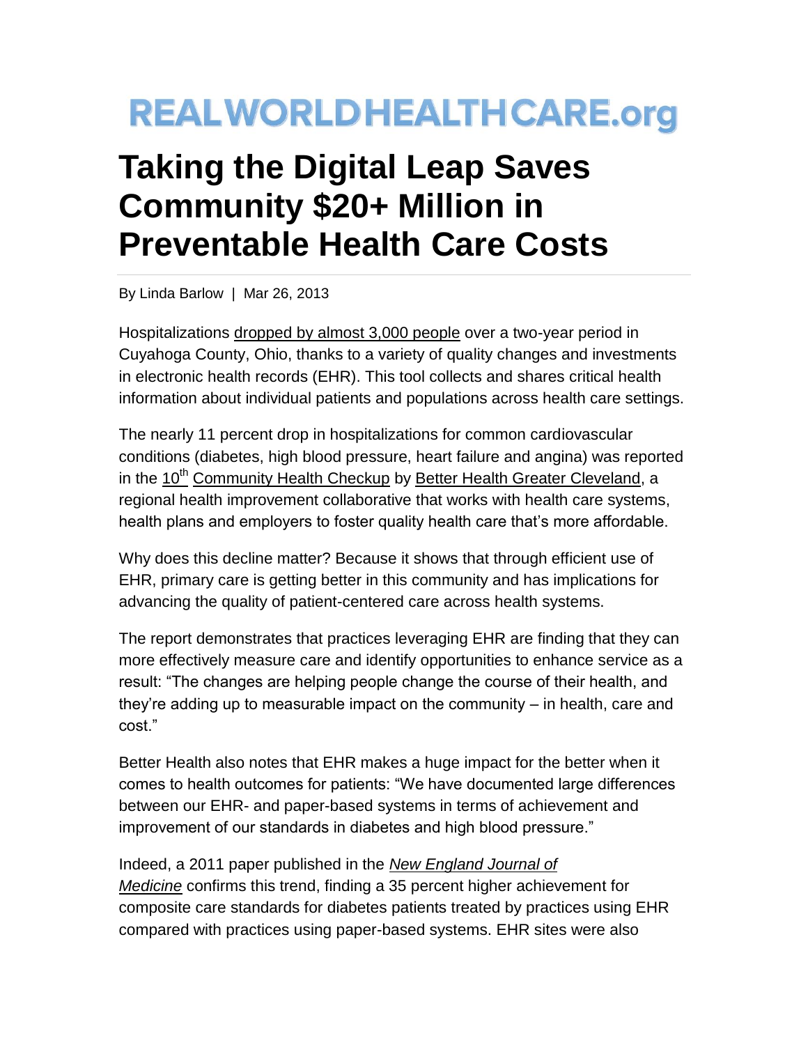# REALWORLDHEALTHCARE.org

# Taking the Digital Leap Saves Community $20+ Million in Preventable Health Care Costs

By Linda Barlow | Mar 26, 2013

Hospitalizations dropped by almost 3,000 people over a two-year period in Cuyahoga County, Ohio, thanks to a variety of quality changes and investments in electronic health records (EHR). This tool collects and shares critical health information about individual patients and populations across health care settings.

The nearly 11 percent drop in hospitalizations for common cardiovascular conditions (diabetes, high blood pressure, heart failure and angina) was reported in the 10th Community Health Checkup by Better Health Greater Cleveland, a regional health improvement collaborative that works with health care systems, health plans and employers to foster quality health care that's more affordable.

Why does this decline matter? Because it shows that through efficient use of EHR, primary care is getting better in this community and has implications for advancing the quality of patient-centered care across health systems.

The report demonstrates that practices leveraging EHR are finding that they can more effectively measure care and identify opportunities to enhance service as a result: "The changes are helping people change the course of their health, and they're adding up to measurable impact on the community – in health, care and cost."

Better Health also notes that EHR makes a huge impact for the better when it comes to health outcomes for patients: "We have documented large differences between our EHR- and paper-based systems in terms of achievement and improvement of our standards in diabetes and high blood pressure."

Indeed, a 2011 paper published in the *New England Journal of Medicine* confirms this trend, finding a 35 percent higher achievement for composite care standards for diabetes patients treated by practices using EHR compared with practices using paper-based systems. EHR sites were also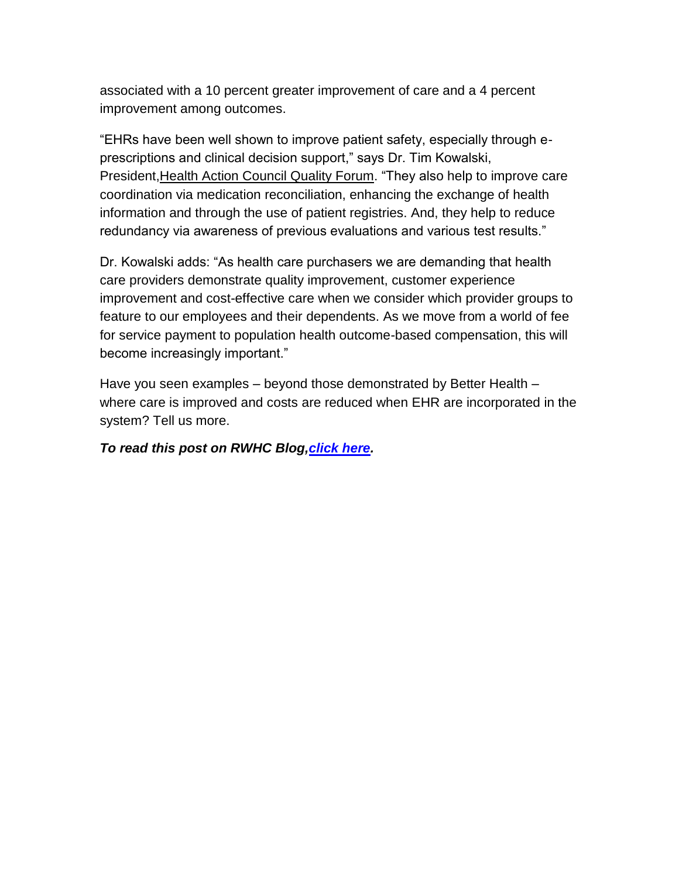associated with a 10 percent greater improvement of care and a 4 percent improvement among outcomes.

"EHRs have been well shown to improve patient safety, especially through e-prescriptions and clinical decision support," says Dr. Tim Kowalski, President,Health Action Council Quality Forum. "They also help to improve care coordination via medication reconciliation, enhancing the exchange of health information and through the use of patient registries. And, they help to reduce redundancy via awareness of previous evaluations and various test results."

Dr. Kowalski adds: "As health care purchasers we are demanding that health care providers demonstrate quality improvement, customer experience improvement and cost-effective care when we consider which provider groups to feature to our employees and their dependents. As we move from a world of fee for service payment to population health outcome-based compensation, this will become increasingly important."

Have you seen examples – beyond those demonstrated by Better Health – where care is improved and costs are reduced when EHR are incorporated in the system? Tell us more.

***To read this post on RWHC Blog,click here.***